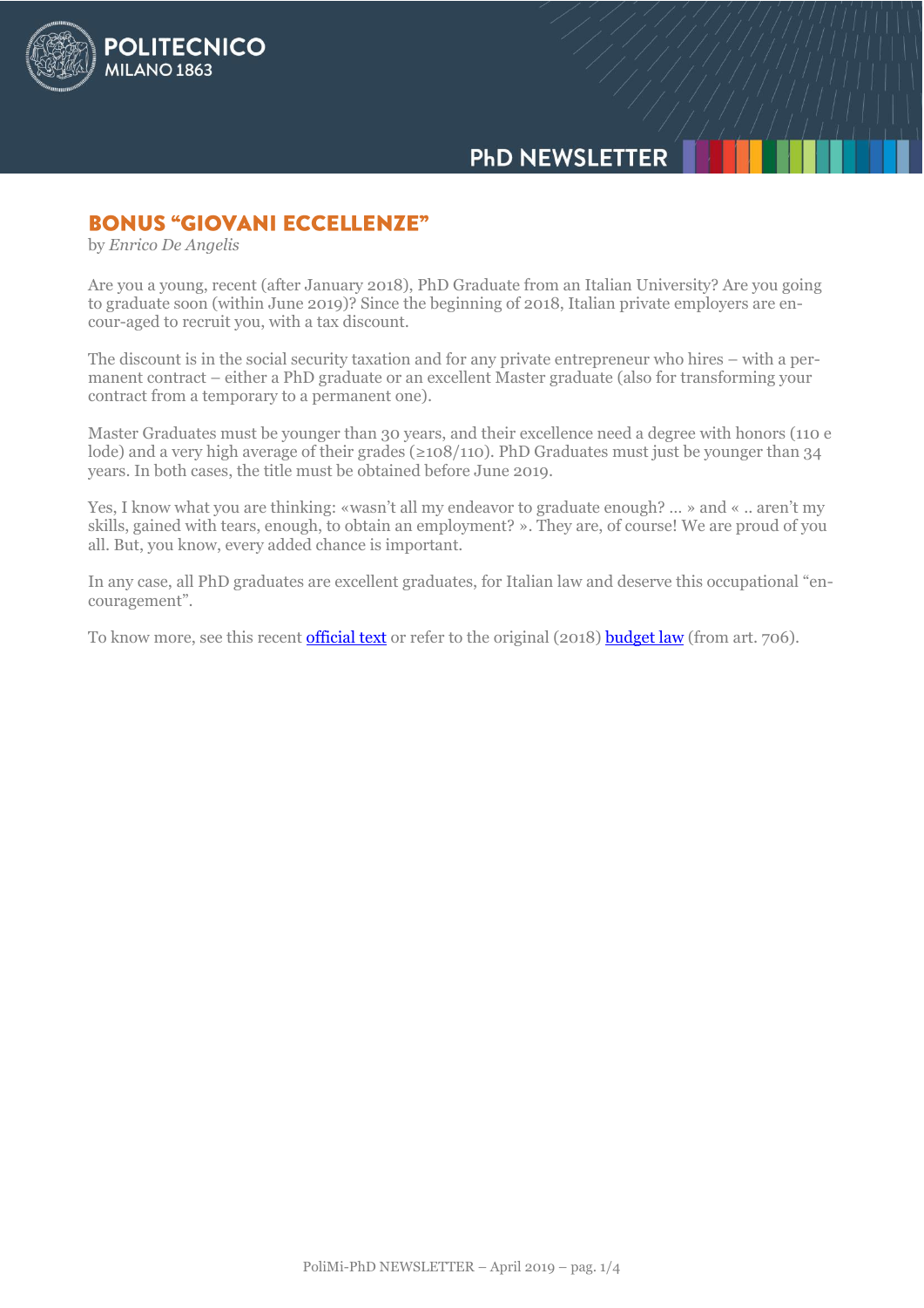## BONUS "GIOVANI ECCELLENZE"

by *Enrico De Angelis*

Are you a young, recent (after January 2018), PhD Graduate from an Italian University? Are you going to graduate soon (within June 2019)? Since the beginning of 2018, Italian private employers are encour-aged to recruit you, with a tax discount.

The discount is in the social security taxation and for any private entrepreneur who hires – with a permanent contract – either a PhD graduate or an excellent Master graduate (also for transforming your contract from a temporary to a permanent one).

Master Graduates must be younger than 30 years, and their excellence need a degree with honors (110 e lode) and a very high average of their grades (≥108/110). PhD Graduates must just be younger than 34 years. In both cases, the title must be obtained before June 2019.

Yes, I know what you are thinking: «wasn't all my endeavor to graduate enough? … » and « .. aren't my skills, gained with tears, enough, to obtain an employment? ». They are, of course! We are proud of you all. But, you know, every added chance is important.

In any case, all PhD graduates are excellent graduates, for Italian law and deserve this occupational "encouragement".

To know more, see this recent official text or refer to the original (2018) budget law (from art. 706).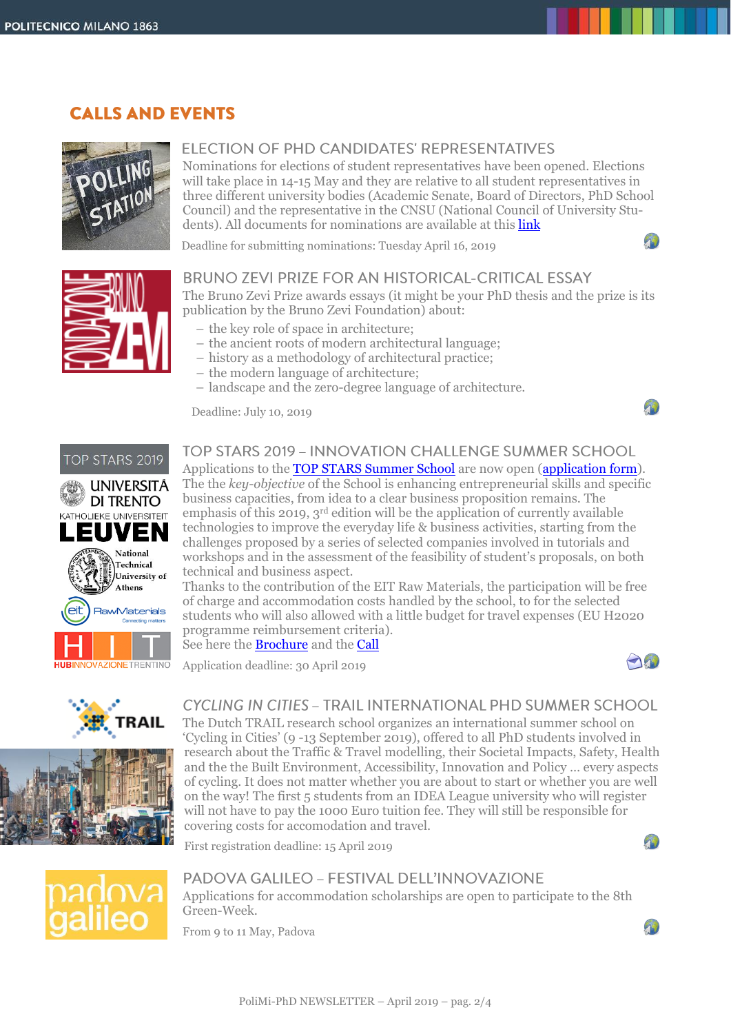## CALLS AND EVENTS

### ELECTION OF PHD CANDIDATES' REPRESENTATIVES

Nominations for elections of student representatives have been opened. Elections will take place in 14-15 May and they are relative to all student representatives in three different university bodies (Academic Senate, Board of Directors, PhD School Council) and the representative in the CNSU (National Council of University Students). All documents for nominations are available at this link

Deadline for submitting nominations: Tuesday April 16, 2019

### BRUNO ZEVI PRIZE FOR AN HISTORICAL-CRITICAL ESSAY

The Bruno Zevi Prize awards essays (it might be your PhD thesis and the prize is its publication by the Bruno Zevi Foundation) about:

- the key role of space in architecture;
- the ancient roots of modern architectural language;
- history as a methodology of architectural practice;
- the modern language of architecture;
- landscape and the zero-degree language of architecture.

Deadline: July 10, 2019

### TOP STARS 2019 – INNOVATION CHALLENGE SUMMER SCHOOL

Applications to the TOP STARS Summer School are now open (application form).
The the *key-objective* of the School is enhancing entrepreneurial skills and specific business capacities, from idea to a clear business proposition remains. The emphasis of this 2019, 3rd edition will be the application of currently available technologies to improve the everyday life & business activities, starting from the challenges proposed by a series of selected companies involved in tutorials and workshops and in the assessment of the feasibility of student's proposals, on both technical and business aspect.
Thanks to the contribution of the EIT Raw Materials, the participation will be free of charge and accommodation costs handled by the school, to for the selected students who will also allowed with a little budget for travel expenses (EU H2020 programme reimbursement criteria).
See here the Brochure and the Call

Application deadline: 30 April 2019

### *CYCLING IN CITIES* – TRAIL INTERNATIONAL PHD SUMMER SCHOOL

The Dutch TRAIL research school organizes an international summer school on 'Cycling in Cities' (9 -13 September 2019), offered to all PhD students involved in research about the Traffic & Travel modelling, their Societal Impacts, Safety, Health and the the Built Environment, Accessibility, Innovation and Policy … every aspects of cycling. It does not matter whether you are about to start or whether you are well on the way! The first 5 students from an IDEA League university who will register will not have to pay the 1000 Euro tuition fee. They will still be responsible for covering costs for accomodation and travel.

First registration deadline: 15 April 2019

### PADOVA GALILEO – FESTIVAL DELL'INNOVAZIONE

Applications for accommodation scholarships are open to participate to the 8th Green-Week.

From 9 to 11 May, Padova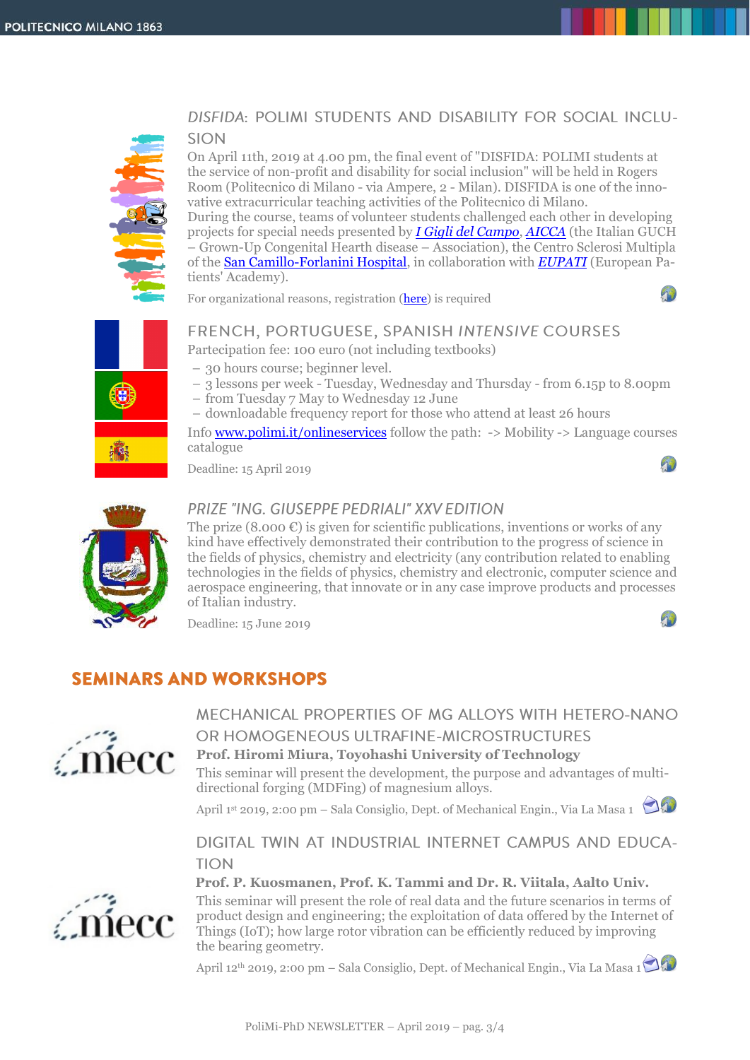### *DISFIDA*: POLIMI STUDENTS AND DISABILITY FOR SOCIAL INCLUSION

On April 11th, 2019 at 4.00 pm, the final event of "DISFIDA: POLIMI students at the service of non-profit and disability for social inclusion" will be held in Rogers Room (Politecnico di Milano - via Ampere, 2 - Milan). DISFIDA is one of the innovative extracurricular teaching activities of the Politecnico di Milano.

During the course, teams of volunteer students challenged each other in developing projects for special needs presented by ***I Gigli del Campo***, ***AICCA*** (the Italian GUCH – Grown-Up Congenital Hearth disease – Association), the Centro Sclerosi Multipla of the San Camillo-Forlanini Hospital, in collaboration with ***EUPATI*** (European Patients' Academy).

For organizational reasons, registration (here) is required

### FRENCH, PORTUGUESE, SPANISH *INTENSIVE* COURSES

Partecipation fee: 100 euro (not including textbooks)

- 30 hours course; beginner level.
- 3 lessons per week - Tuesday, Wednesday and Thursday - from 6.15p to 8.00pm
- from Tuesday 7 May to Wednesday 12 June
- downloadable frequency report for those who attend at least 26 hours

Info www.polimi.it/onlineservices follow the path: -> Mobility -> Language courses catalogue

Deadline: 15 April 2019

### *PRIZE "ING. GIUSEPPE PEDRIALI" XXV EDITION*

The prize (8.000 €) is given for scientific publications, inventions or works of any kind have effectively demonstrated their contribution to the progress of science in the fields of physics, chemistry and electricity (any contribution related to enabling technologies in the fields of physics, chemistry and electronic, computer science and aerospace engineering, that innovate or in any case improve products and processes of Italian industry.

Deadline: 15 June 2019

## SEMINARS AND WORKSHOPS

### MECHANICAL PROPERTIES OF MG ALLOYS WITH HETERO-NANO OR HOMOGENEOUS ULTRAFINE-MICROSTRUCTURES

**Prof. Hiromi Miura, Toyohashi University of Technology**

This seminar will present the development, the purpose and advantages of multi-directional forging (MDFing) of magnesium alloys.

April 1st 2019, 2:00 pm – Sala Consiglio, Dept. of Mechanical Engin., Via La Masa 1

### DIGITAL TWIN AT INDUSTRIAL INTERNET CAMPUS AND EDUCATION

**Prof. P. Kuosmanen, Prof. K. Tammi and Dr. R. Viitala, Aalto Univ.**

This seminar will present the role of real data and the future scenarios in terms of product design and engineering; the exploitation of data offered by the Internet of Things (IoT); how large rotor vibration can be efficiently reduced by improving the bearing geometry.

April 12th 2019, 2:00 pm – Sala Consiglio, Dept. of Mechanical Engin., Via La Masa 1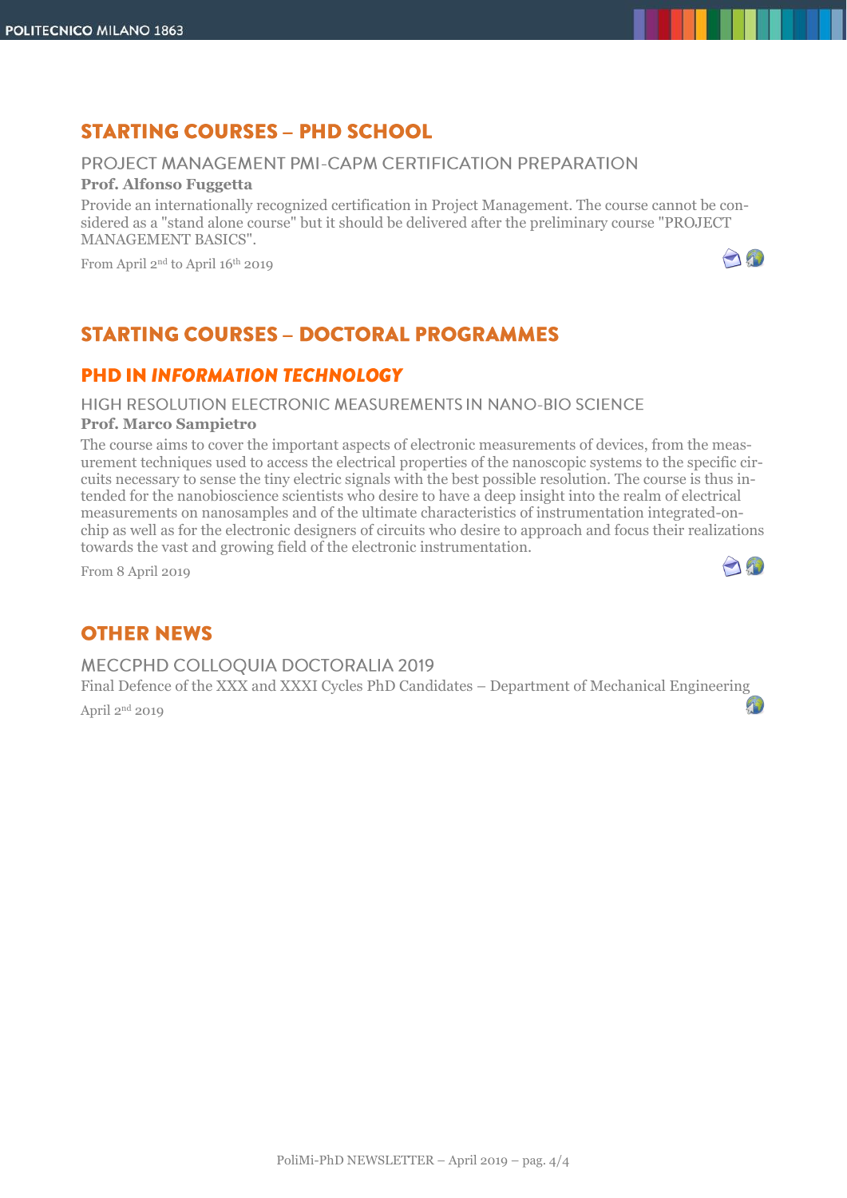## STARTING COURSES – PHD SCHOOL

### PROJECT MANAGEMENT PMI-CAPM CERTIFICATION PREPARATION

**Prof. Alfonso Fuggetta**

Provide an internationally recognized certification in Project Management. The course cannot be considered as a "stand alone course" but it should be delivered after the preliminary course "PROJECT MANAGEMENT BASICS".

From April 2nd to April 16th 2019

## STARTING COURSES – DOCTORAL PROGRAMMES

### PHD IN *INFORMATION TECHNOLOGY*

#### HIGH RESOLUTION ELECTRONIC MEASUREMENTS IN NANO-BIO SCIENCE

**Prof. Marco Sampietro**

The course aims to cover the important aspects of electronic measurements of devices, from the measurement techniques used to access the electrical properties of the nanoscopic systems to the specific circuits necessary to sense the tiny electric signals with the best possible resolution. The course is thus intended for the nanobioscience scientists who desire to have a deep insight into the realm of electrical measurements on nanosamples and of the ultimate characteristics of instrumentation integrated-on-chip as well as for the electronic designers of circuits who desire to approach and focus their realizations towards the vast and growing field of the electronic instrumentation.

From 8 April 2019

## OTHER NEWS

### MECCPHD COLLOQUIA DOCTORALIA 2019

Final Defence of the XXX and XXXI Cycles PhD Candidates – Department of Mechanical Engineering

April 2nd 2019